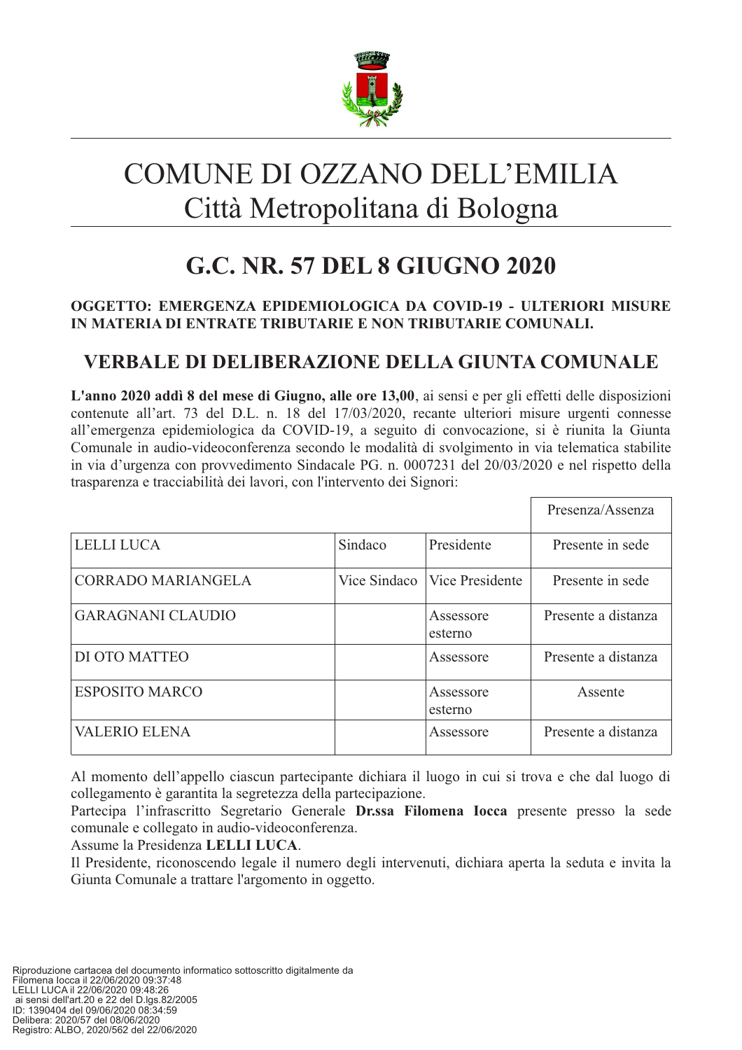# COMUNE DI OZZANO DELL'EMILIA
## Città Metropolitana di Bologna

## G.C. NR. 57 DEL 8 GIUGNO 2020

**OGGETTO: EMERGENZA EPIDEMIOLOGICA DA COVID-19 - ULTERIORI MISURE IN MATERIA DI ENTRATE TRIBUTARIE E NON TRIBUTARIE COMUNALI.**

## VERBALE DI DELIBERAZIONE DELLA GIUNTA COMUNALE

**L'anno 2020 addì 8 del mese di Giugno, alle ore 13,00**, ai sensi e per gli effetti delle disposizioni contenute all'art. 73 del D.L. n. 18 del 17/03/2020, recante ulteriori misure urgenti connesse all'emergenza epidemiologica da COVID-19, a seguito di convocazione, si è riunita la Giunta Comunale in audio-videoconferenza secondo le modalità di svolgimento in via telematica stabilite in via d'urgenza con provvedimento Sindacale PG. n. 0007231 del 20/03/2020 e nel rispetto della trasparenza e tracciabilità dei lavori, con l'intervento dei Signori:

| | | | Presenza/Assenza |
|---|---|---|---|
| LELLI LUCA | Sindaco | Presidente | Presente in sede |
| CORRADO MARIANGELA | Vice Sindaco | Vice Presidente | Presente in sede |
| GARAGNANI CLAUDIO | | Assessore esterno | Presente a distanza |
| DI OTO MATTEO | | Assessore | Presente a distanza |
| ESPOSITO MARCO | | Assessore esterno | Assente |
| VALERIO ELENA | | Assessore | Presente a distanza |

Al momento dell'appello ciascun partecipante dichiara il luogo in cui si trova e che dal luogo di collegamento è garantita la segretezza della partecipazione.
Partecipa l'infrascritto Segretario Generale **Dr.ssa Filomena Iocca** presente presso la sede comunale e collegato in audio-videoconferenza.
Assume la Presidenza **LELLI LUCA**.
Il Presidente, riconoscendo legale il numero degli intervenuti, dichiara aperta la seduta e invita la Giunta Comunale a trattare l'argomento in oggetto.

Riproduzione cartacea del documento informatico sottoscritto digitalmente da
Filomena Iocca il 22/06/2020 09:37:48
LELLI LUCA il 22/06/2020 09:48:26
ai sensi dell'art.20 e 22 del D.lgs.82/2005
ID: 1390404 del 09/06/2020 08:34:59
Delibera: 2020/57 del 08/06/2020
Registro: ALBO, 2020/562 del 22/06/2020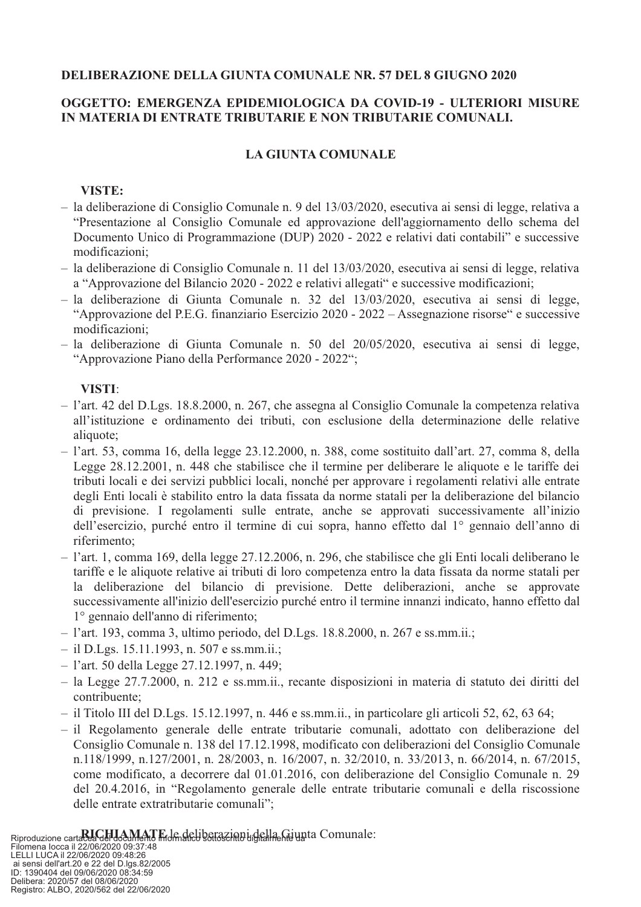**DELIBERAZIONE DELLA GIUNTA COMUNALE NR. 57 DEL 8 GIUGNO 2020**

**OGGETTO: EMERGENZA EPIDEMIOLOGICA DA COVID-19 - ULTERIORI MISURE IN MATERIA DI ENTRATE TRIBUTARIE E NON TRIBUTARIE COMUNALI.**

## LA GIUNTA COMUNALE

**VISTE:**

- la deliberazione di Consiglio Comunale n. 9 del 13/03/2020, esecutiva ai sensi di legge, relativa a "Presentazione al Consiglio Comunale ed approvazione dell'aggiornamento dello schema del Documento Unico di Programmazione (DUP) 2020 - 2022 e relativi dati contabili" e successive modificazioni;
- la deliberazione di Consiglio Comunale n. 11 del 13/03/2020, esecutiva ai sensi di legge, relativa a "Approvazione del Bilancio 2020 - 2022 e relativi allegati" e successive modificazioni;
- la deliberazione di Giunta Comunale n. 32 del 13/03/2020, esecutiva ai sensi di legge, "Approvazione del P.E.G. finanziario Esercizio 2020 - 2022 – Assegnazione risorse" e successive modificazioni;
- la deliberazione di Giunta Comunale n. 50 del 20/05/2020, esecutiva ai sensi di legge, "Approvazione Piano della Performance 2020 - 2022";

**VISTI**:

- l'art. 42 del D.Lgs. 18.8.2000, n. 267, che assegna al Consiglio Comunale la competenza relativa all'istituzione e ordinamento dei tributi, con esclusione della determinazione delle relative aliquote;
- l'art. 53, comma 16, della legge 23.12.2000, n. 388, come sostituito dall'art. 27, comma 8, della Legge 28.12.2001, n. 448 che stabilisce che il termine per deliberare le aliquote e le tariffe dei tributi locali e dei servizi pubblici locali, nonché per approvare i regolamenti relativi alle entrate degli Enti locali è stabilito entro la data fissata da norme statali per la deliberazione del bilancio di previsione. I regolamenti sulle entrate, anche se approvati successivamente all'inizio dell'esercizio, purché entro il termine di cui sopra, hanno effetto dal 1° gennaio dell'anno di riferimento;
- l'art. 1, comma 169, della legge 27.12.2006, n. 296, che stabilisce che gli Enti locali deliberano le tariffe e le aliquote relative ai tributi di loro competenza entro la data fissata da norme statali per la deliberazione del bilancio di previsione. Dette deliberazioni, anche se approvate successivamente all'inizio dell'esercizio purché entro il termine innanzi indicato, hanno effetto dal 1° gennaio dell'anno di riferimento;
- l'art. 193, comma 3, ultimo periodo, del D.Lgs. 18.8.2000, n. 267 e ss.mm.ii.;
- il D.Lgs. 15.11.1993, n. 507 e ss.mm.ii.;
- l'art. 50 della Legge 27.12.1997, n. 449;
- la Legge 27.7.2000, n. 212 e ss.mm.ii., recante disposizioni in materia di statuto dei diritti del contribuente;
- il Titolo III del D.Lgs. 15.12.1997, n. 446 e ss.mm.ii., in particolare gli articoli 52, 62, 63 64;
- il Regolamento generale delle entrate tributarie comunali, adottato con deliberazione del Consiglio Comunale n. 138 del 17.12.1998, modificato con deliberazioni del Consiglio Comunale n.118/1999, n.127/2001, n. 28/2003, n. 16/2007, n. 32/2010, n. 33/2013, n. 66/2014, n. 67/2015, come modificato, a decorrere dal 01.01.2016, con deliberazione del Consiglio Comunale n. 29 del 20.4.2016, in "Regolamento generale delle entrate tributarie comunali e della riscossione delle entrate extratributarie comunali";

**RICHIAMATE** le deliberazioni della Giunta Comunale: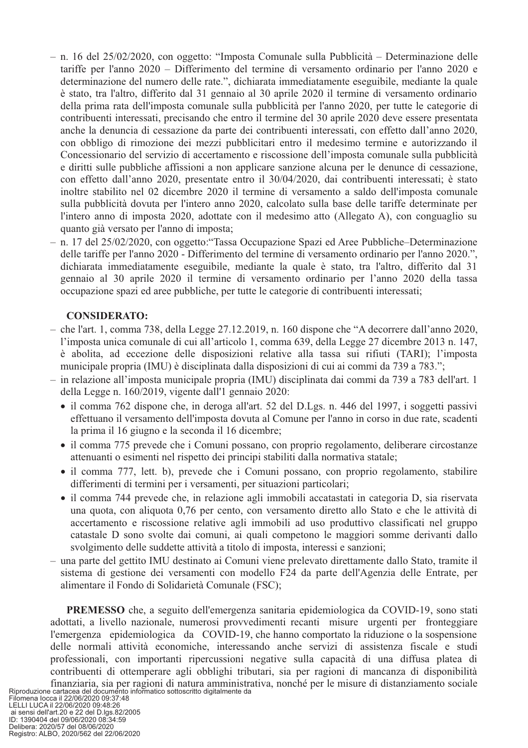- n. 16 del 25/02/2020, con oggetto: "Imposta Comunale sulla Pubblicità – Determinazione delle tariffe per l'anno 2020 – Differimento del termine di versamento ordinario per l'anno 2020 e determinazione del numero delle rate.", dichiarata immediatamente eseguibile, mediante la quale è stato, tra l'altro, differito dal 31 gennaio al 30 aprile 2020 il termine di versamento ordinario della prima rata dell'imposta comunale sulla pubblicità per l'anno 2020, per tutte le categorie di contribuenti interessati, precisando che entro il termine del 30 aprile 2020 deve essere presentata anche la denuncia di cessazione da parte dei contribuenti interessati, con effetto dall'anno 2020, con obbligo di rimozione dei mezzi pubblicitari entro il medesimo termine e autorizzando il Concessionario del servizio di accertamento e riscossione dell'imposta comunale sulla pubblicità e diritti sulle pubbliche affissioni a non applicare sanzione alcuna per le denunce di cessazione, con effetto dall'anno 2020, presentate entro il 30/04/2020, dai contribuenti interessati; è stato inoltre stabilito nel 02 dicembre 2020 il termine di versamento a saldo dell'imposta comunale sulla pubblicità dovuta per l'intero anno 2020, calcolato sulla base delle tariffe determinate per l'intero anno di imposta 2020, adottate con il medesimo atto (Allegato A), con conguaglio su quanto già versato per l'anno di imposta;
- n. 17 del 25/02/2020, con oggetto:"Tassa Occupazione Spazi ed Aree Pubbliche–Determinazione delle tariffe per l'anno 2020 - Differimento del termine di versamento ordinario per l'anno 2020.", dichiarata immediatamente eseguibile, mediante la quale è stato, tra l'altro, differito dal 31 gennaio al 30 aprile 2020 il termine di versamento ordinario per l'anno 2020 della tassa occupazione spazi ed aree pubbliche, per tutte le categorie di contribuenti interessati;

**CONSIDERATO:**

- che l'art. 1, comma 738, della Legge 27.12.2019, n. 160 dispone che "A decorrere dall'anno 2020, l'imposta unica comunale di cui all'articolo 1, comma 639, della Legge 27 dicembre 2013 n. 147, è abolita, ad eccezione delle disposizioni relative alla tassa sui rifiuti (TARI); l'imposta municipale propria (IMU) è disciplinata dalla disposizioni di cui ai commi da 739 a 783.";
- in relazione all'imposta municipale propria (IMU) disciplinata dai commi da 739 a 783 dell'art. 1 della Legge n. 160/2019, vigente dall'1 gennaio 2020:
  - il comma 762 dispone che, in deroga all'art. 52 del D.Lgs. n. 446 del 1997, i soggetti passivi effettuano il versamento dell'imposta dovuta al Comune per l'anno in corso in due rate, scadenti la prima il 16 giugno e la seconda il 16 dicembre;
  - il comma 775 prevede che i Comuni possano, con proprio regolamento, deliberare circostanze attenuanti o esimenti nel rispetto dei principi stabiliti dalla normativa statale;
  - il comma 777, lett. b), prevede che i Comuni possano, con proprio regolamento, stabilire differimenti di termini per i versamenti, per situazioni particolari;
  - il comma 744 prevede che, in relazione agli immobili accatastati in categoria D, sia riservata una quota, con aliquota 0,76 per cento, con versamento diretto allo Stato e che le attività di accertamento e riscossione relative agli immobili ad uso produttivo classificati nel gruppo catastale D sono svolte dai comuni, ai quali competono le maggiori somme derivanti dallo svolgimento delle suddette attività a titolo di imposta, interessi e sanzioni;
- una parte del gettito IMU destinato ai Comuni viene prelevato direttamente dallo Stato, tramite il sistema di gestione dei versamenti con modello F24 da parte dell'Agenzia delle Entrate, per alimentare il Fondo di Solidarietà Comunale (FSC);

**PREMESSO** che, a seguito dell'emergenza sanitaria epidemiologica da COVID-19, sono stati adottati, a livello nazionale, numerosi provvedimenti recanti misure urgenti per fronteggiare l'emergenza epidemiologica da COVID-19, che hanno comportato la riduzione o la sospensione delle normali attività economiche, interessando anche servizi di assistenza fiscale e studi professionali, con importanti ripercussioni negative sulla capacità di una diffusa platea di contribuenti di ottemperare agli obblighi tributari, sia per ragioni di mancanza di disponibilità finanziaria, sia per ragioni di natura amministrativa, nonché per le misure di distanziamento sociale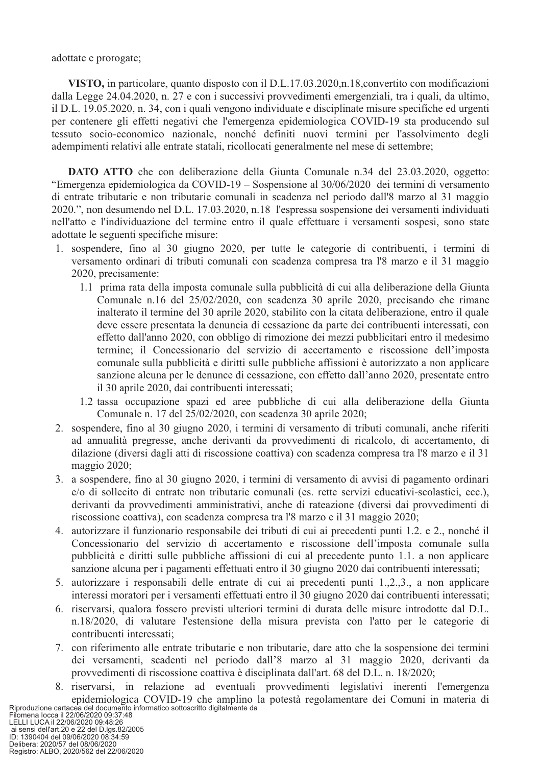adottate e prorogate;

**VISTO,** in particolare, quanto disposto con il D.L.17.03.2020,n.18,convertito con modificazioni dalla Legge 24.04.2020, n. 27 e con i successivi provvedimenti emergenziali, tra i quali, da ultimo, il D.L. 19.05.2020, n. 34, con i quali vengono individuate e disciplinate misure specifiche ed urgenti per contenere gli effetti negativi che l'emergenza epidemiologica COVID-19 sta producendo sul tessuto socio-economico nazionale, nonché definiti nuovi termini per l'assolvimento degli adempimenti relativi alle entrate statali, ricollocati generalmente nel mese di settembre;

**DATO ATTO** che con deliberazione della Giunta Comunale n.34 del 23.03.2020, oggetto: "Emergenza epidemiologica da COVID-19 – Sospensione al 30/06/2020 dei termini di versamento di entrate tributarie e non tributarie comunali in scadenza nel periodo dall'8 marzo al 31 maggio 2020.", non desumendo nel D.L. 17.03.2020, n.18 l'espressa sospensione dei versamenti individuati nell'atto e l'individuazione del termine entro il quale effettuare i versamenti sospesi, sono state adottate le seguenti specifiche misure:

1. sospendere, fino al 30 giugno 2020, per tutte le categorie di contribuenti, i termini di versamento ordinari di tributi comunali con scadenza compresa tra l'8 marzo e il 31 maggio 2020, precisamente:
   1.1 prima rata della imposta comunale sulla pubblicità di cui alla deliberazione della Giunta Comunale n.16 del 25/02/2020, con scadenza 30 aprile 2020, precisando che rimane inalterato il termine del 30 aprile 2020, stabilito con la citata deliberazione, entro il quale deve essere presentata la denuncia di cessazione da parte dei contribuenti interessati, con effetto dall'anno 2020, con obbligo di rimozione dei mezzi pubblicitari entro il medesimo termine; il Concessionario del servizio di accertamento e riscossione dell'imposta comunale sulla pubblicità e diritti sulle pubbliche affissioni è autorizzato a non applicare sanzione alcuna per le denunce di cessazione, con effetto dall'anno 2020, presentate entro il 30 aprile 2020, dai contribuenti interessati;
   1.2 tassa occupazione spazi ed aree pubbliche di cui alla deliberazione della Giunta Comunale n. 17 del 25/02/2020, con scadenza 30 aprile 2020;
2. sospendere, fino al 30 giugno 2020, i termini di versamento di tributi comunali, anche riferiti ad annualità pregresse, anche derivanti da provvedimenti di ricalcolo, di accertamento, di dilazione (diversi dagli atti di riscossione coattiva) con scadenza compresa tra l'8 marzo e il 31 maggio 2020;
3. a sospendere, fino al 30 giugno 2020, i termini di versamento di avvisi di pagamento ordinari e/o di sollecito di entrate non tributarie comunali (es. rette servizi educativi-scolastici, ecc.), derivanti da provvedimenti amministrativi, anche di rateazione (diversi dai provvedimenti di riscossione coattiva), con scadenza compresa tra l'8 marzo e il 31 maggio 2020;
4. autorizzare il funzionario responsabile dei tributi di cui ai precedenti punti 1.2. e 2., nonché il Concessionario del servizio di accertamento e riscossione dell'imposta comunale sulla pubblicità e diritti sulle pubbliche affissioni di cui al precedente punto 1.1. a non applicare sanzione alcuna per i pagamenti effettuati entro il 30 giugno 2020 dai contribuenti interessati;
5. autorizzare i responsabili delle entrate di cui ai precedenti punti 1.,2.,3., a non applicare interessi moratori per i versamenti effettuati entro il 30 giugno 2020 dai contribuenti interessati;
6. riservarsi, qualora fossero previsti ulteriori termini di durata delle misure introdotte dal D.L. n.18/2020, di valutare l'estensione della misura prevista con l'atto per le categorie di contribuenti interessati;
7. con riferimento alle entrate tributarie e non tributarie, dare atto che la sospensione dei termini dei versamenti, scadenti nel periodo dall'8 marzo al 31 maggio 2020, derivanti da provvedimenti di riscossione coattiva è disciplinata dall'art. 68 del D.L. n. 18/2020;
8. riservarsi, in relazione ad eventuali provvedimenti legislativi inerenti l'emergenza epidemiologica COVID-19 che amplino la potestà regolamentare dei Comuni in materia di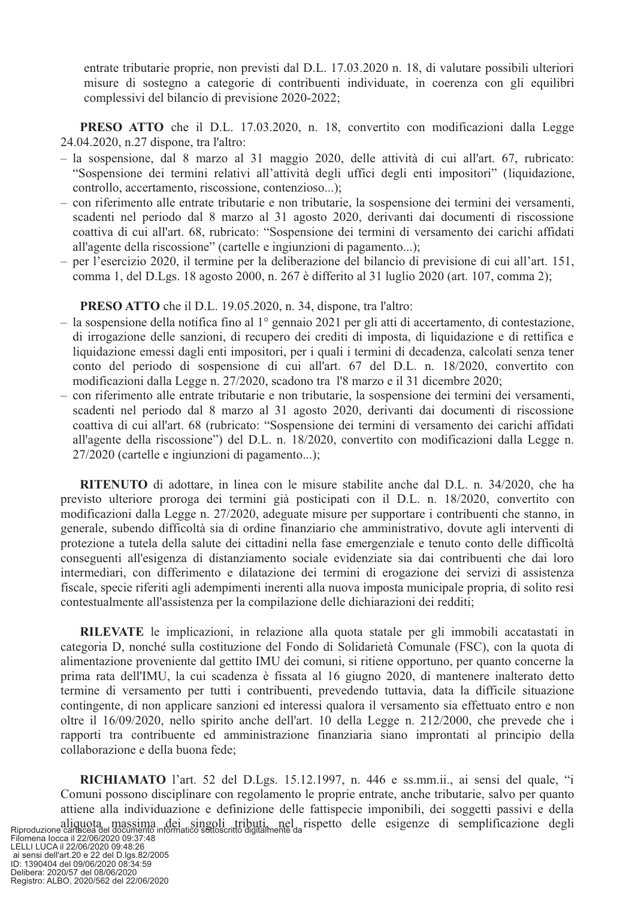entrate tributarie proprie, non previsti dal D.L. 17.03.2020 n. 18, di valutare possibili ulteriori misure di sostegno a categorie di contribuenti individuate, in coerenza con gli equilibri complessivi del bilancio di previsione 2020-2022;

**PRESO ATTO** che il D.L. 17.03.2020, n. 18, convertito con modificazioni dalla Legge 24.04.2020, n.27 dispone, tra l'altro:

- la sospensione, dal 8 marzo al 31 maggio 2020, delle attività di cui all'art. 67, rubricato: "Sospensione dei termini relativi all'attività degli uffici degli enti impositori" (liquidazione, controllo, accertamento, riscossione, contenzioso...);
- con riferimento alle entrate tributarie e non tributarie, la sospensione dei termini dei versamenti, scadenti nel periodo dal 8 marzo al 31 agosto 2020, derivanti dai documenti di riscossione coattiva di cui all'art. 68, rubricato: "Sospensione dei termini di versamento dei carichi affidati all'agente della riscossione" (cartelle e ingiunzioni di pagamento...);
- per l'esercizio 2020, il termine per la deliberazione del bilancio di previsione di cui all'art. 151, comma 1, del D.Lgs. 18 agosto 2000, n. 267 è differito al 31 luglio 2020 (art. 107, comma 2);

**PRESO ATTO** che il D.L. 19.05.2020, n. 34, dispone, tra l'altro:

- la sospensione della notifica fino al 1° gennaio 2021 per gli atti di accertamento, di contestazione, di irrogazione delle sanzioni, di recupero dei crediti di imposta, di liquidazione e di rettifica e liquidazione emessi dagli enti impositori, per i quali i termini di decadenza, calcolati senza tener conto del periodo di sospensione di cui all'art. 67 del D.L. n. 18/2020, convertito con modificazioni dalla Legge n. 27/2020, scadono tra l'8 marzo e il 31 dicembre 2020;
- con riferimento alle entrate tributarie e non tributarie, la sospensione dei termini dei versamenti, scadenti nel periodo dal 8 marzo al 31 agosto 2020, derivanti dai documenti di riscossione coattiva di cui all'art. 68 (rubricato: "Sospensione dei termini di versamento dei carichi affidati all'agente della riscossione") del D.L. n. 18/2020, convertito con modificazioni dalla Legge n. 27/2020 (cartelle e ingiunzioni di pagamento...);

**RITENUTO** di adottare, in linea con le misure stabilite anche dal D.L. n. 34/2020, che ha previsto ulteriore proroga dei termini già posticipati con il D.L. n. 18/2020, convertito con modificazioni dalla Legge n. 27/2020, adeguate misure per supportare i contribuenti che stanno, in generale, subendo difficoltà sia di ordine finanziario che amministrativo, dovute agli interventi di protezione a tutela della salute dei cittadini nella fase emergenziale e tenuto conto delle difficoltà conseguenti all'esigenza di distanziamento sociale evidenziate sia dai contribuenti che dai loro intermediari, con differimento e dilatazione dei termini di erogazione dei servizi di assistenza fiscale, specie riferiti agli adempimenti inerenti alla nuova imposta municipale propria, di solito resi contestualmente all'assistenza per la compilazione delle dichiarazioni dei redditi;

**RILEVATE** le implicazioni, in relazione alla quota statale per gli immobili accatastati in categoria D, nonché sulla costituzione del Fondo di Solidarietà Comunale (FSC), con la quota di alimentazione proveniente dal gettito IMU dei comuni, si ritiene opportuno, per quanto concerne la prima rata dell'IMU, la cui scadenza è fissata al 16 giugno 2020, di mantenere inalterato detto termine di versamento per tutti i contribuenti, prevedendo tuttavia, data la difficile situazione contingente, di non applicare sanzioni ed interessi qualora il versamento sia effettuato entro e non oltre il 16/09/2020, nello spirito anche dell'art. 10 della Legge n. 212/2000, che prevede che i rapporti tra contribuente ed amministrazione finanziaria siano improntati al principio della collaborazione e della buona fede;

**RICHIAMATO** l'art. 52 del D.Lgs. 15.12.1997, n. 446 e ss.mm.ii., ai sensi del quale, "i Comuni possono disciplinare con regolamento le proprie entrate, anche tributarie, salvo per quanto attiene alla individuazione e definizione delle fattispecie imponibili, dei soggetti passivi e della aliquota massima dei singoli tributi, nel rispetto delle esigenze di semplificazione degli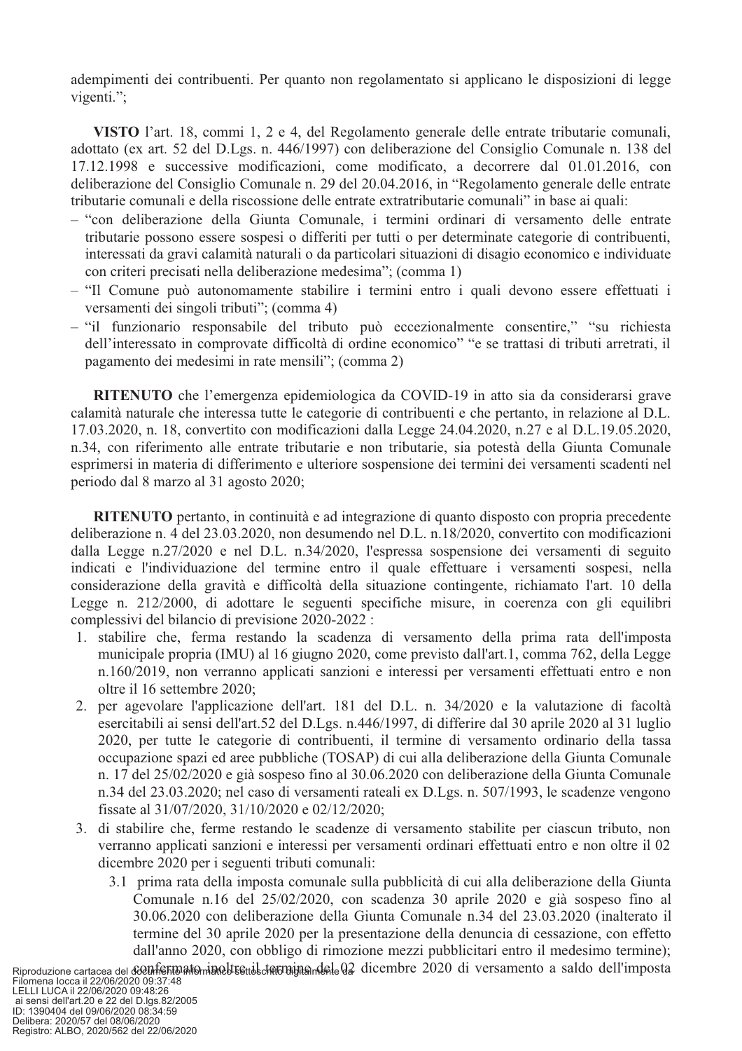adempimenti dei contribuenti. Per quanto non regolamentato si applicano le disposizioni di legge vigenti.";

**VISTO** l'art. 18, commi 1, 2 e 4, del Regolamento generale delle entrate tributarie comunali, adottato (ex art. 52 del D.Lgs. n. 446/1997) con deliberazione del Consiglio Comunale n. 138 del 17.12.1998 e successive modificazioni, come modificato, a decorrere dal 01.01.2016, con deliberazione del Consiglio Comunale n. 29 del 20.04.2016, in "Regolamento generale delle entrate tributarie comunali e della riscossione delle entrate extratributarie comunali" in base ai quali:

- "con deliberazione della Giunta Comunale, i termini ordinari di versamento delle entrate tributarie possono essere sospesi o differiti per tutti o per determinate categorie di contribuenti, interessati da gravi calamità naturali o da particolari situazioni di disagio economico e individuate con criteri precisati nella deliberazione medesima"; (comma 1)
- "Il Comune può autonomamente stabilire i termini entro i quali devono essere effettuati i versamenti dei singoli tributi"; (comma 4)
- "il funzionario responsabile del tributo può eccezionalmente consentire," "su richiesta dell'interessato in comprovate difficoltà di ordine economico" "e se trattasi di tributi arretrati, il pagamento dei medesimi in rate mensili"; (comma 2)

**RITENUTO** che l'emergenza epidemiologica da COVID-19 in atto sia da considerarsi grave calamità naturale che interessa tutte le categorie di contribuenti e che pertanto, in relazione al D.L. 17.03.2020, n. 18, convertito con modificazioni dalla Legge 24.04.2020, n.27 e al D.L.19.05.2020, n.34, con riferimento alle entrate tributarie e non tributarie, sia potestà della Giunta Comunale esprimersi in materia di differimento e ulteriore sospensione dei termini dei versamenti scadenti nel periodo dal 8 marzo al 31 agosto 2020;

**RITENUTO** pertanto, in continuità e ad integrazione di quanto disposto con propria precedente deliberazione n. 4 del 23.03.2020, non desumendo nel D.L. n.18/2020, convertito con modificazioni dalla Legge n.27/2020 e nel D.L. n.34/2020, l'espressa sospensione dei versamenti di seguito indicati e l'individuazione del termine entro il quale effettuare i versamenti sospesi, nella considerazione della gravità e difficoltà della situazione contingente, richiamato l'art. 10 della Legge n. 212/2000, di adottare le seguenti specifiche misure, in coerenza con gli equilibri complessivi del bilancio di previsione 2020-2022 :

1. stabilire che, ferma restando la scadenza di versamento della prima rata dell'imposta municipale propria (IMU) al 16 giugno 2020, come previsto dall'art.1, comma 762, della Legge n.160/2019, non verranno applicati sanzioni e interessi per versamenti effettuati entro e non oltre il 16 settembre 2020;
2. per agevolare l'applicazione dell'art. 181 del D.L. n. 34/2020 e la valutazione di facoltà esercitabili ai sensi dell'art.52 del D.Lgs. n.446/1997, di differire dal 30 aprile 2020 al 31 luglio 2020, per tutte le categorie di contribuenti, il termine di versamento ordinario della tassa occupazione spazi ed aree pubbliche (TOSAP) di cui alla deliberazione della Giunta Comunale n. 17 del 25/02/2020 e già sospeso fino al 30.06.2020 con deliberazione della Giunta Comunale n.34 del 23.03.2020; nel caso di versamenti rateali ex D.Lgs. n. 507/1993, le scadenze vengono fissate al 31/07/2020, 31/10/2020 e 02/12/2020;
3. di stabilire che, ferme restando le scadenze di versamento stabilite per ciascun tributo, non verranno applicati sanzioni e interessi per versamenti ordinari effettuati entro e non oltre il 02 dicembre 2020 per i seguenti tributi comunali:
   - 3.1 prima rata della imposta comunale sulla pubblicità di cui alla deliberazione della Giunta Comunale n.16 del 25/02/2020, con scadenza 30 aprile 2020 e già sospeso fino al 30.06.2020 con deliberazione della Giunta Comunale n.34 del 23.03.2020 (inalterato il termine del 30 aprile 2020 per la presentazione della denuncia di cessazione, con effetto dall'anno 2020, con obbligo di rimozione mezzi pubblicitari entro il medesimo termine); confermato inoltre il termine del 02 dicembre 2020 di versamento a saldo dell'imposta

Riproduzione cartacea del documento informatico sottoscritto digitalmente da
Filomena Iocca il 22/06/2020 09:37:48
LELLI LUCA il 22/06/2020 09:48:26
ai sensi dell'art.20 e 22 del D.lgs.82/2005
ID: 1390404 del 09/06/2020 08:34:59
Delibera: 2020/57 del 08/06/2020
Registro: ALBO, 2020/562 del 22/06/2020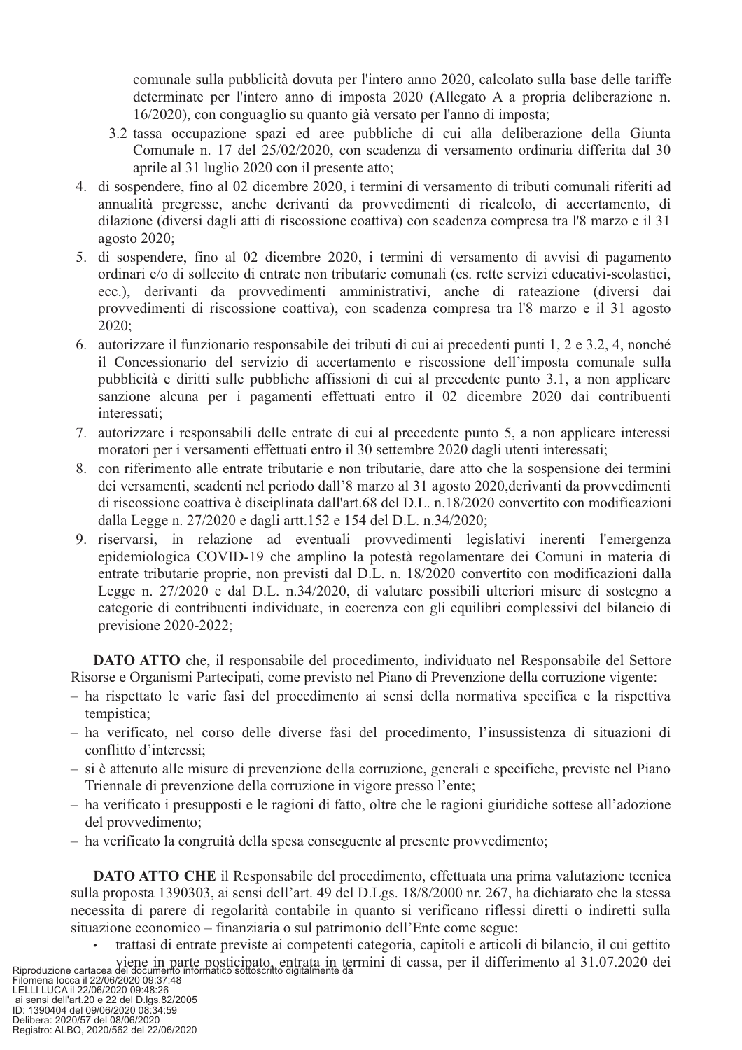comunale sulla pubblicità dovuta per l'intero anno 2020, calcolato sulla base delle tariffe determinate per l'intero anno di imposta 2020 (Allegato A a propria deliberazione n. 16/2020), con conguaglio su quanto già versato per l'anno di imposta;

3.2 tassa occupazione spazi ed aree pubbliche di cui alla deliberazione della Giunta Comunale n. 17 del 25/02/2020, con scadenza di versamento ordinaria differita dal 30 aprile al 31 luglio 2020 con il presente atto;

4. di sospendere, fino al 02 dicembre 2020, i termini di versamento di tributi comunali riferiti ad annualità pregresse, anche derivanti da provvedimenti di ricalcolo, di accertamento, di dilazione (diversi dagli atti di riscossione coattiva) con scadenza compresa tra l'8 marzo e il 31 agosto 2020;
5. di sospendere, fino al 02 dicembre 2020, i termini di versamento di avvisi di pagamento ordinari e/o di sollecito di entrate non tributarie comunali (es. rette servizi educativi-scolastici, ecc.), derivanti da provvedimenti amministrativi, anche di rateazione (diversi dai provvedimenti di riscossione coattiva), con scadenza compresa tra l'8 marzo e il 31 agosto 2020;
6. autorizzare il funzionario responsabile dei tributi di cui ai precedenti punti 1, 2 e 3.2, 4, nonché il Concessionario del servizio di accertamento e riscossione dell'imposta comunale sulla pubblicità e diritti sulle pubbliche affissioni di cui al precedente punto 3.1, a non applicare sanzione alcuna per i pagamenti effettuati entro il 02 dicembre 2020 dai contribuenti interessati;
7. autorizzare i responsabili delle entrate di cui al precedente punto 5, a non applicare interessi moratori per i versamenti effettuati entro il 30 settembre 2020 dagli utenti interessati;
8. con riferimento alle entrate tributarie e non tributarie, dare atto che la sospensione dei termini dei versamenti, scadenti nel periodo dall'8 marzo al 31 agosto 2020,derivanti da provvedimenti di riscossione coattiva è disciplinata dall'art.68 del D.L. n.18/2020 convertito con modificazioni dalla Legge n. 27/2020 e dagli artt.152 e 154 del D.L. n.34/2020;
9. riservarsi, in relazione ad eventuali provvedimenti legislativi inerenti l'emergenza epidemiologica COVID-19 che amplino la potestà regolamentare dei Comuni in materia di entrate tributarie proprie, non previsti dal D.L. n. 18/2020 convertito con modificazioni dalla Legge n. 27/2020 e dal D.L. n.34/2020, di valutare possibili ulteriori misure di sostegno a categorie di contribuenti individuate, in coerenza con gli equilibri complessivi del bilancio di previsione 2020-2022;

**DATO ATTO** che, il responsabile del procedimento, individuato nel Responsabile del Settore Risorse e Organismi Partecipati, come previsto nel Piano di Prevenzione della corruzione vigente:

- ha rispettato le varie fasi del procedimento ai sensi della normativa specifica e la rispettiva tempistica;
- ha verificato, nel corso delle diverse fasi del procedimento, l'insussistenza di situazioni di conflitto d'interessi;
- si è attenuto alle misure di prevenzione della corruzione, generali e specifiche, previste nel Piano Triennale di prevenzione della corruzione in vigore presso l'ente;
- ha verificato i presupposti e le ragioni di fatto, oltre che le ragioni giuridiche sottese all'adozione del provvedimento;
- ha verificato la congruità della spesa conseguente al presente provvedimento;

**DATO ATTO CHE** il Responsabile del procedimento, effettuata una prima valutazione tecnica sulla proposta 1390303, ai sensi dell'art. 49 del D.Lgs. 18/8/2000 nr. 267, ha dichiarato che la stessa necessita di parere di regolarità contabile in quanto si verificano riflessi diretti o indiretti sulla situazione economico – finanziaria o sul patrimonio dell'Ente come segue:

- trattasi di entrate previste ai competenti categoria, capitoli e articoli di bilancio, il cui gettito viene in parte posticipato, entrata in termini di cassa, per il differimento al 31.07.2020 dei

Riproduzione cartacea del documento informatico sottoscritto digitalmente da
Filomena Iocca il 22/06/2020 09:37:48
LELLI LUCA il 22/06/2020 09:48:26
ai sensi dell'art.20 e 22 del D.lgs.82/2005
ID: 1390404 del 09/06/2020 08:34:59
Delibera: 2020/57 del 08/06/2020
Registro: ALBO, 2020/562 del 22/06/2020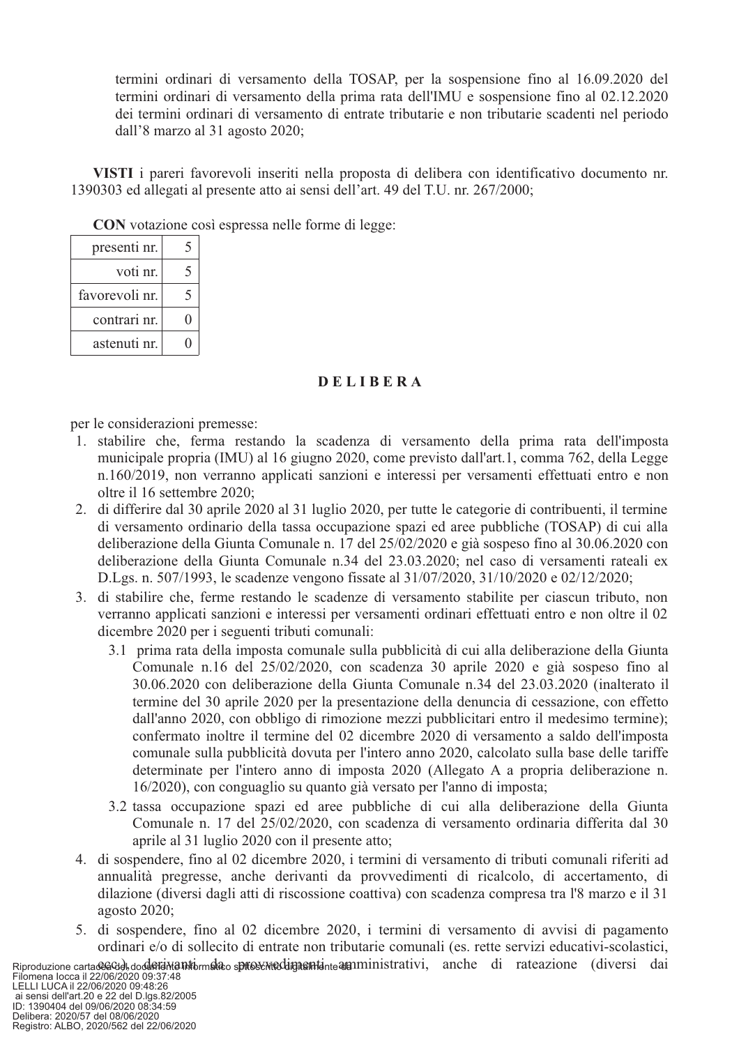termini ordinari di versamento della TOSAP, per la sospensione fino al 16.09.2020 del termini ordinari di versamento della prima rata dell'IMU e sospensione fino al 02.12.2020 dei termini ordinari di versamento di entrate tributarie e non tributarie scadenti nel periodo dall'8 marzo al 31 agosto 2020;

**VISTI** i pareri favorevoli inseriti nella proposta di delibera con identificativo documento nr. 1390303 ed allegati al presente atto ai sensi dell'art. 49 del T.U. nr. 267/2000;

**CON** votazione così espressa nelle forme di legge:

| | |
|---|---|
| presenti nr. | 5 |
| voti nr. | 5 |
| favorevoli nr. | 5 |
| contrari nr. | 0 |
| astenuti nr. | 0 |

**D E L I B E R A**

per le considerazioni premesse:

1. stabilire che, ferma restando la scadenza di versamento della prima rata dell'imposta municipale propria (IMU) al 16 giugno 2020, come previsto dall'art.1, comma 762, della Legge n.160/2019, non verranno applicati sanzioni e interessi per versamenti effettuati entro e non oltre il 16 settembre 2020;
2. di differire dal 30 aprile 2020 al 31 luglio 2020, per tutte le categorie di contribuenti, il termine di versamento ordinario della tassa occupazione spazi ed aree pubbliche (TOSAP) di cui alla deliberazione della Giunta Comunale n. 17 del 25/02/2020 e già sospeso fino al 30.06.2020 con deliberazione della Giunta Comunale n.34 del 23.03.2020; nel caso di versamenti rateali ex D.Lgs. n. 507/1993, le scadenze vengono fissate al 31/07/2020, 31/10/2020 e 02/12/2020;
3. di stabilire che, ferme restando le scadenze di versamento stabilite per ciascun tributo, non verranno applicati sanzioni e interessi per versamenti ordinari effettuati entro e non oltre il 02 dicembre 2020 per i seguenti tributi comunali:
   - 3.1 prima rata della imposta comunale sulla pubblicità di cui alla deliberazione della Giunta Comunale n.16 del 25/02/2020, con scadenza 30 aprile 2020 e già sospeso fino al 30.06.2020 con deliberazione della Giunta Comunale n.34 del 23.03.2020 (inalterato il termine del 30 aprile 2020 per la presentazione della denuncia di cessazione, con effetto dall'anno 2020, con obbligo di rimozione mezzi pubblicitari entro il medesimo termine); confermato inoltre il termine del 02 dicembre 2020 di versamento a saldo dell'imposta comunale sulla pubblicità dovuta per l'intero anno 2020, calcolato sulla base delle tariffe determinate per l'intero anno di imposta 2020 (Allegato A a propria deliberazione n. 16/2020), con conguaglio su quanto già versato per l'anno di imposta;
   - 3.2 tassa occupazione spazi ed aree pubbliche di cui alla deliberazione della Giunta Comunale n. 17 del 25/02/2020, con scadenza di versamento ordinaria differita dal 30 aprile al 31 luglio 2020 con il presente atto;
4. di sospendere, fino al 02 dicembre 2020, i termini di versamento di tributi comunali riferiti ad annualità pregresse, anche derivanti da provvedimenti di ricalcolo, di accertamento, di dilazione (diversi dagli atti di riscossione coattiva) con scadenza compresa tra l'8 marzo e il 31 agosto 2020;
5. di sospendere, fino al 02 dicembre 2020, i termini di versamento di avvisi di pagamento ordinari e/o di sollecito di entrate non tributarie comunali (es. rette servizi educativi-scolastici, ecc.), derivanti da provvedimenti amministrativi, anche di rateazione (diversi dai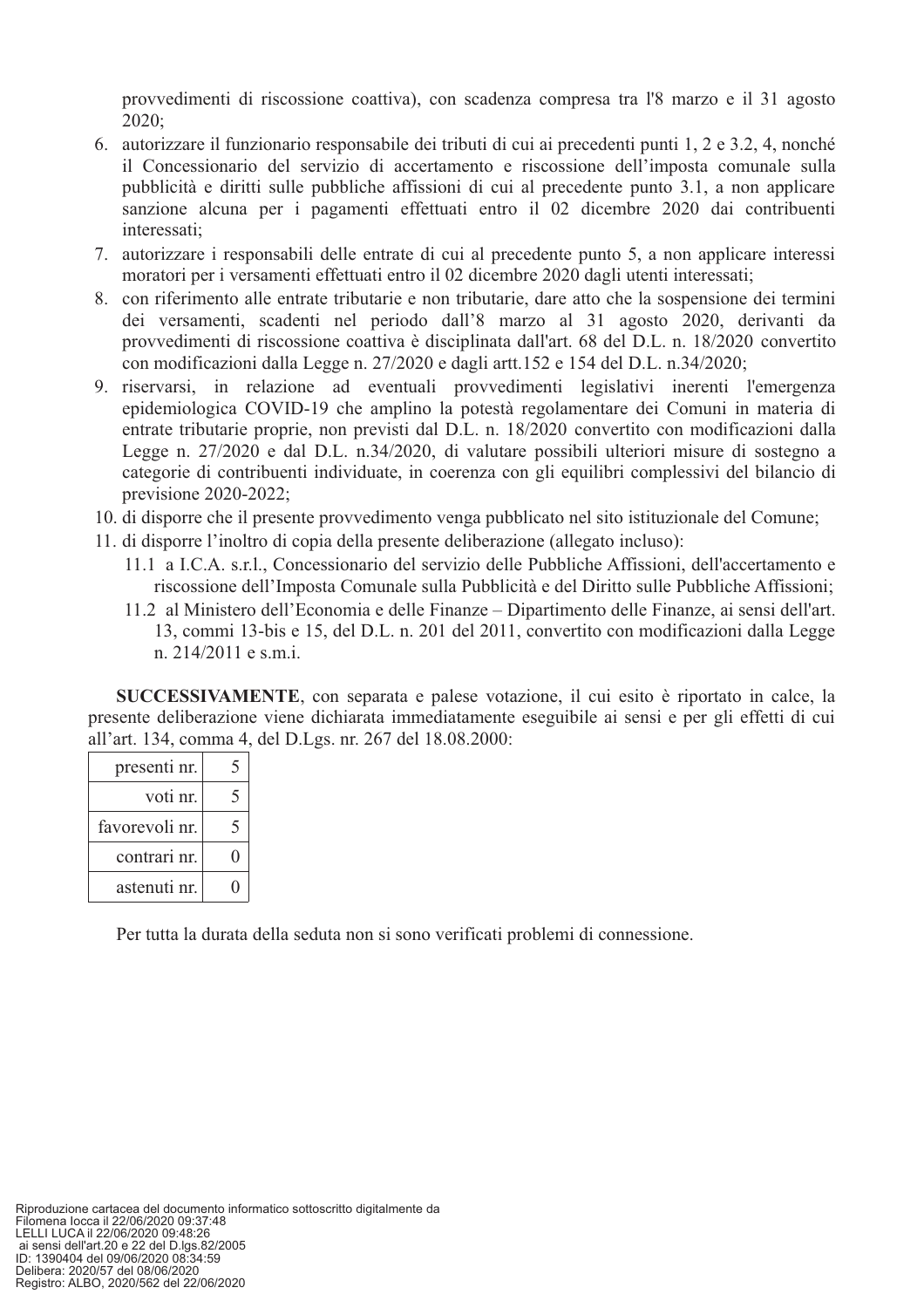provvedimenti di riscossione coattiva), con scadenza compresa tra l'8 marzo e il 31 agosto 2020;

6. autorizzare il funzionario responsabile dei tributi di cui ai precedenti punti 1, 2 e 3.2, 4, nonché il Concessionario del servizio di accertamento e riscossione dell'imposta comunale sulla pubblicità e diritti sulle pubbliche affissioni di cui al precedente punto 3.1, a non applicare sanzione alcuna per i pagamenti effettuati entro il 02 dicembre 2020 dai contribuenti interessati;
7. autorizzare i responsabili delle entrate di cui al precedente punto 5, a non applicare interessi moratori per i versamenti effettuati entro il 02 dicembre 2020 dagli utenti interessati;
8. con riferimento alle entrate tributarie e non tributarie, dare atto che la sospensione dei termini dei versamenti, scadenti nel periodo dall'8 marzo al 31 agosto 2020, derivanti da provvedimenti di riscossione coattiva è disciplinata dall'art. 68 del D.L. n. 18/2020 convertito con modificazioni dalla Legge n. 27/2020 e dagli artt.152 e 154 del D.L. n.34/2020;
9. riservarsi, in relazione ad eventuali provvedimenti legislativi inerenti l'emergenza epidemiologica COVID-19 che amplino la potestà regolamentare dei Comuni in materia di entrate tributarie proprie, non previsti dal D.L. n. 18/2020 convertito con modificazioni dalla Legge n. 27/2020 e dal D.L. n.34/2020, di valutare possibili ulteriori misure di sostegno a categorie di contribuenti individuate, in coerenza con gli equilibri complessivi del bilancio di previsione 2020-2022;
10. di disporre che il presente provvedimento venga pubblicato nel sito istituzionale del Comune;
11. di disporre l'inoltro di copia della presente deliberazione (allegato incluso):
    11.1 a I.C.A. s.r.l., Concessionario del servizio delle Pubbliche Affissioni, dell'accertamento e riscossione dell'Imposta Comunale sulla Pubblicità e del Diritto sulle Pubbliche Affissioni;
    11.2 al Ministero dell'Economia e delle Finanze – Dipartimento delle Finanze, ai sensi dell'art. 13, commi 13-bis e 15, del D.L. n. 201 del 2011, convertito con modificazioni dalla Legge n. 214/2011 e s.m.i.

**SUCCESSIVAMENTE**, con separata e palese votazione, il cui esito è riportato in calce, la presente deliberazione viene dichiarata immediatamente eseguibile ai sensi e per gli effetti di cui all'art. 134, comma 4, del D.Lgs. nr. 267 del 18.08.2000:

| | |
|---|---|
| presenti nr. | 5 |
| voti nr. | 5 |
| favorevoli nr. | 5 |
| contrari nr. | 0 |
| astenuti nr. | 0 |

Per tutta la durata della seduta non si sono verificati problemi di connessione.

Riproduzione cartacea del documento informatico sottoscritto digitalmente da
Filomena Iocca il 22/06/2020 09:37:48
LELLI LUCA il 22/06/2020 09:48:26
ai sensi dell'art.20 e 22 del D.lgs.82/2005
ID: 1390404 del 09/06/2020 08:34:59
Delibera: 2020/57 del 08/06/2020
Registro: ALBO, 2020/562 del 22/06/2020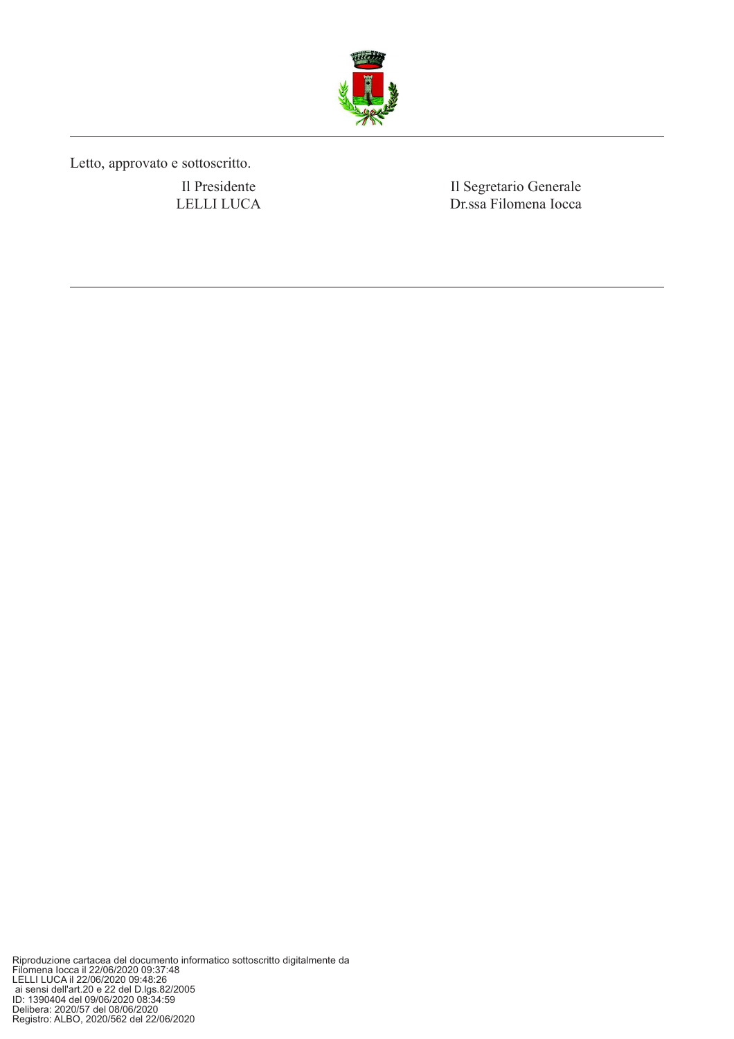Letto, approvato e sottoscritto.

| Il Presidente | Il Segretario Generale |
| --- | --- |
| LELLI LUCA | Dr.ssa Filomena Iocca |

Riproduzione cartacea del documento informatico sottoscritto digitalmente da
Filomena Iocca il 22/06/2020 09:37:48
LELLI LUCA il 22/06/2020 09:48:26
ai sensi dell'art.20 e 22 del D.lgs.82/2005
ID: 1390404 del 09/06/2020 08:34:59
Delibera: 2020/57 del 08/06/2020
Registro: ALBO, 2020/562 del 22/06/2020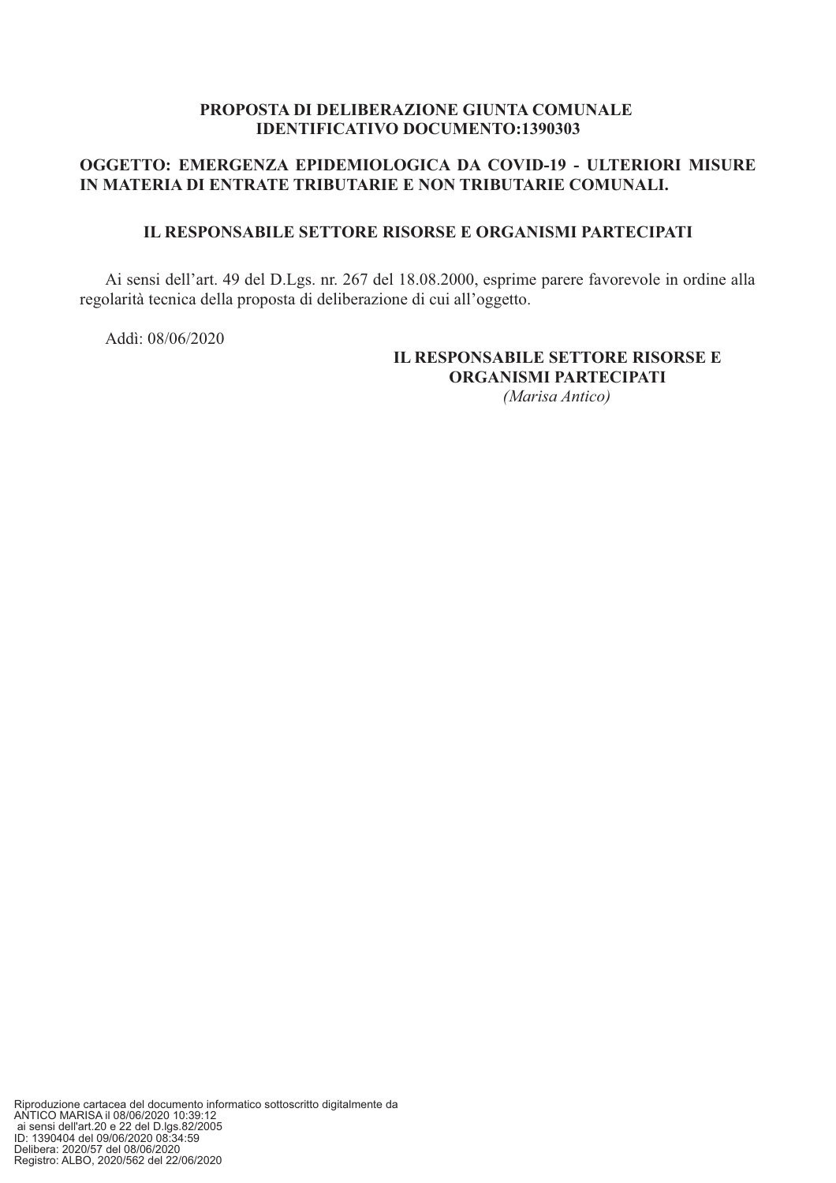**PROPOSTA DI DELIBERAZIONE GIUNTA COMUNALE**
**IDENTIFICATIVO DOCUMENTO:1390303**

**OGGETTO: EMERGENZA EPIDEMIOLOGICA DA COVID-19 - ULTERIORI MISURE IN MATERIA DI ENTRATE TRIBUTARIE E NON TRIBUTARIE COMUNALI.**

**IL RESPONSABILE SETTORE RISORSE E ORGANISMI PARTECIPATI**

Ai sensi dell'art. 49 del D.Lgs. nr. 267 del 18.08.2000, esprime parere favorevole in ordine alla regolarità tecnica della proposta di deliberazione di cui all'oggetto.

Addì: 08/06/2020

**IL RESPONSABILE SETTORE RISORSE E ORGANISMI PARTECIPATI**
*(Marisa Antico)*

Riproduzione cartacea del documento informatico sottoscritto digitalmente da
ANTICO MARISA il 08/06/2020 10:39:12
ai sensi dell'art.20 e 22 del D.lgs.82/2005
ID: 1390404 del 09/06/2020 08:34:59
Delibera: 2020/57 del 08/06/2020
Registro: ALBO, 2020/562 del 22/06/2020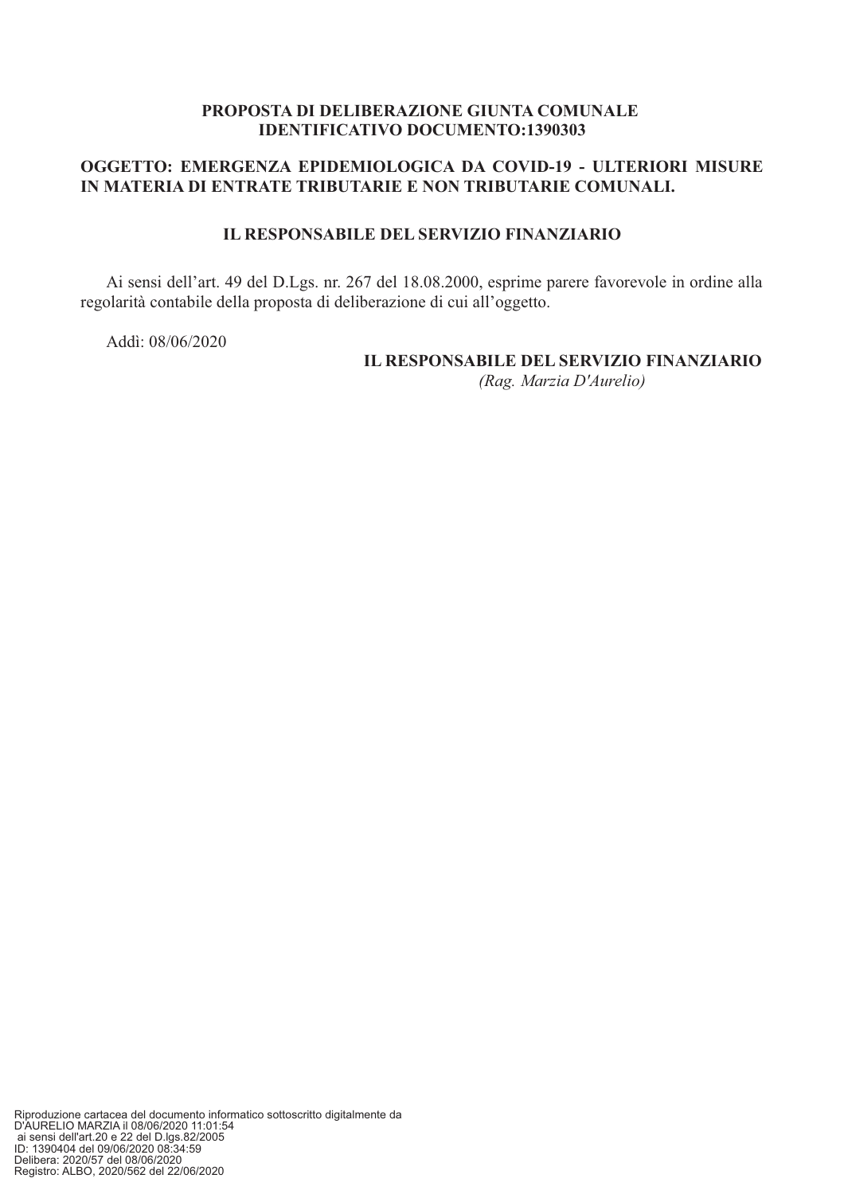**PROPOSTA DI DELIBERAZIONE GIUNTA COMUNALE**
**IDENTIFICATIVO DOCUMENTO:1390303**

**OGGETTO: EMERGENZA EPIDEMIOLOGICA DA COVID-19 - ULTERIORI MISURE IN MATERIA DI ENTRATE TRIBUTARIE E NON TRIBUTARIE COMUNALI.**

**IL RESPONSABILE DEL SERVIZIO FINANZIARIO**

Ai sensi dell'art. 49 del D.Lgs. nr. 267 del 18.08.2000, esprime parere favorevole in ordine alla regolarità contabile della proposta di deliberazione di cui all'oggetto.

Addì: 08/06/2020

**IL RESPONSABILE DEL SERVIZIO FINANZIARIO**
*(Rag. Marzia D'Aurelio)*

Riproduzione cartacea del documento informatico sottoscritto digitalmente da
D'AURELIO MARZIA il 08/06/2020 11:01:54
ai sensi dell'art.20 e 22 del D.lgs.82/2005
ID: 1390404 del 09/06/2020 08:34:59
Delibera: 2020/57 del 08/06/2020
Registro: ALBO, 2020/562 del 22/06/2020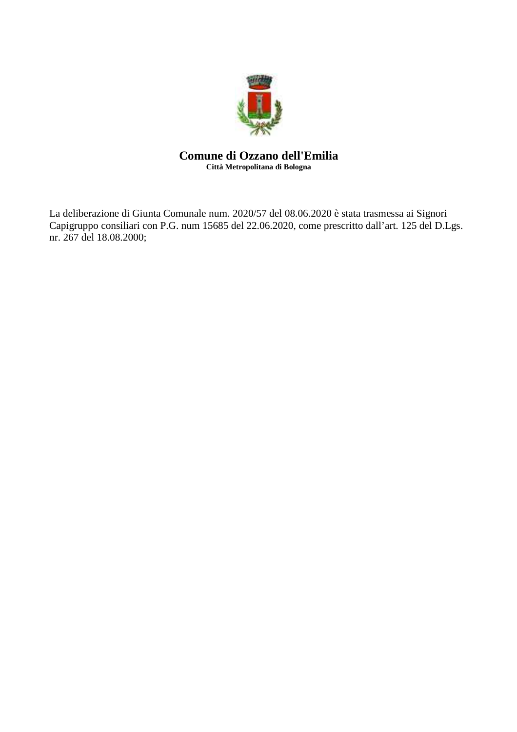**Comune di Ozzano dell'Emilia**

**Città Metropolitana di Bologna**

La deliberazione di Giunta Comunale num. 2020/57 del 08.06.2020 è stata trasmessa ai Signori Capigruppo consiliari con P.G. num 15685 del 22.06.2020, come prescritto dall'art. 125 del D.Lgs. nr. 267 del 18.08.2000;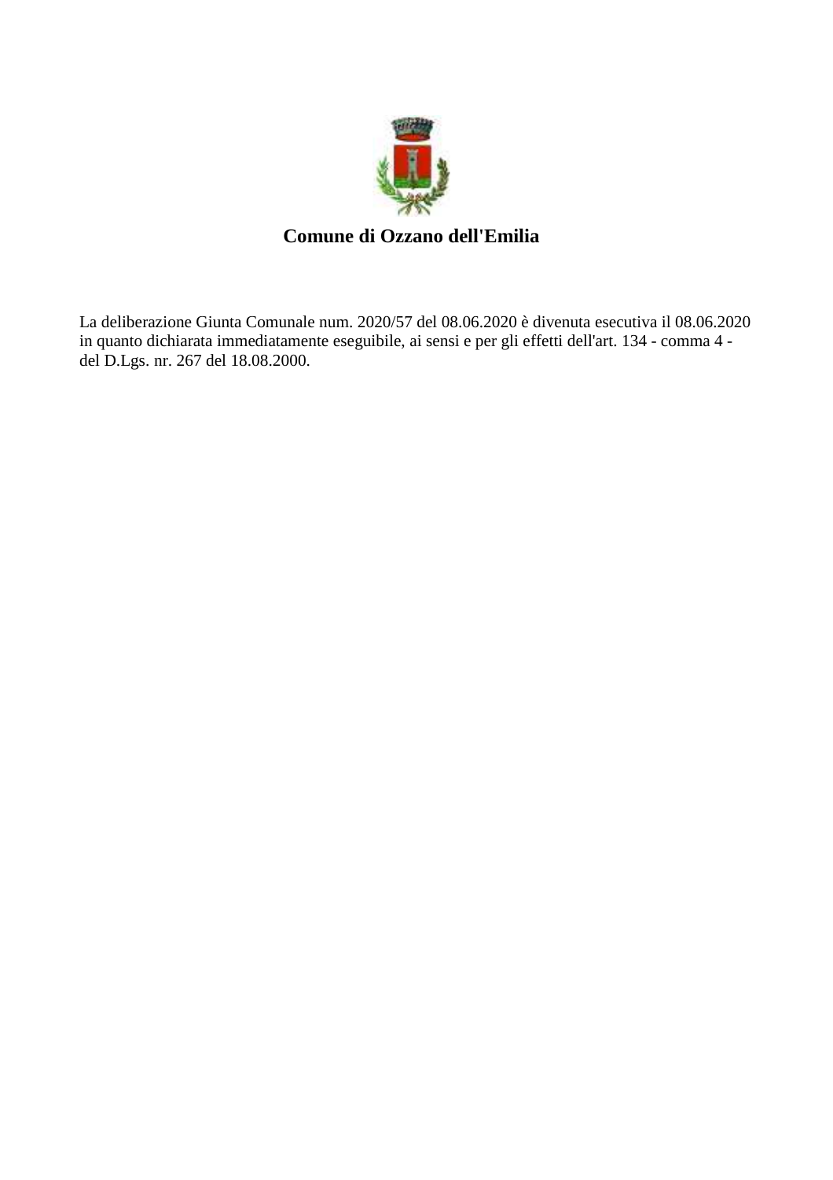**Comune di Ozzano dell'Emilia**

La deliberazione Giunta Comunale num. 2020/57 del 08.06.2020 è divenuta esecutiva il 08.06.2020 in quanto dichiarata immediatamente eseguibile, ai sensi e per gli effetti dell'art. 134 - comma 4 - del D.Lgs. nr. 267 del 18.08.2000.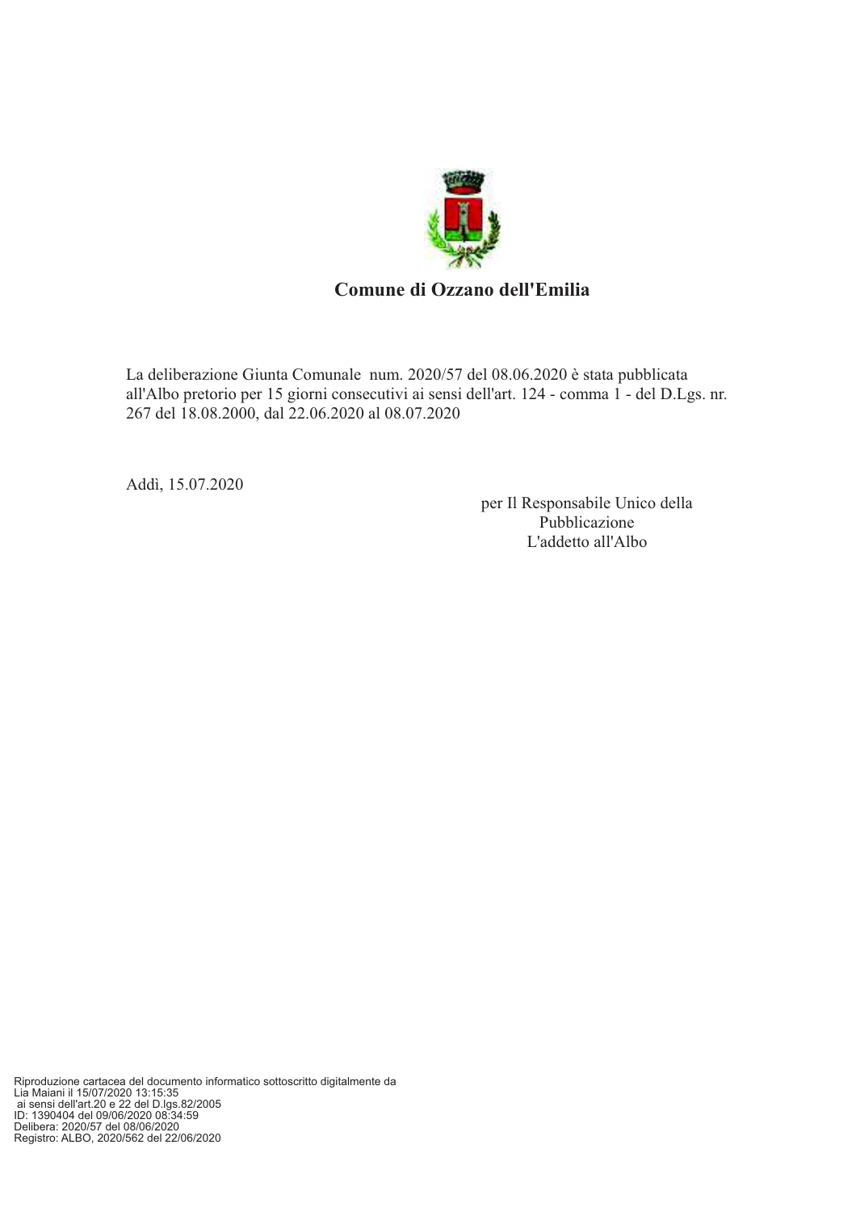**Comune di Ozzano dell'Emilia**

La deliberazione Giunta Comunale num. 2020/57 del 08.06.2020 è stata pubblicata all'Albo pretorio per 15 giorni consecutivi ai sensi dell'art. 124 - comma 1 - del D.Lgs. nr. 267 del 18.08.2000, dal 22.06.2020 al 08.07.2020

Addì, 15.07.2020

per Il Responsabile Unico della Pubblicazione
L'addetto all'Albo

Riproduzione cartacea del documento informatico sottoscritto digitalmente da
Lia Maiani il 15/07/2020 13:15:35
ai sensi dell'art.20 e 22 del D.lgs.82/2005
ID: 1390404 del 09/06/2020 08:34:59
Delibera: 2020/57 del 08/06/2020
Registro: ALBO, 2020/562 del 22/06/2020